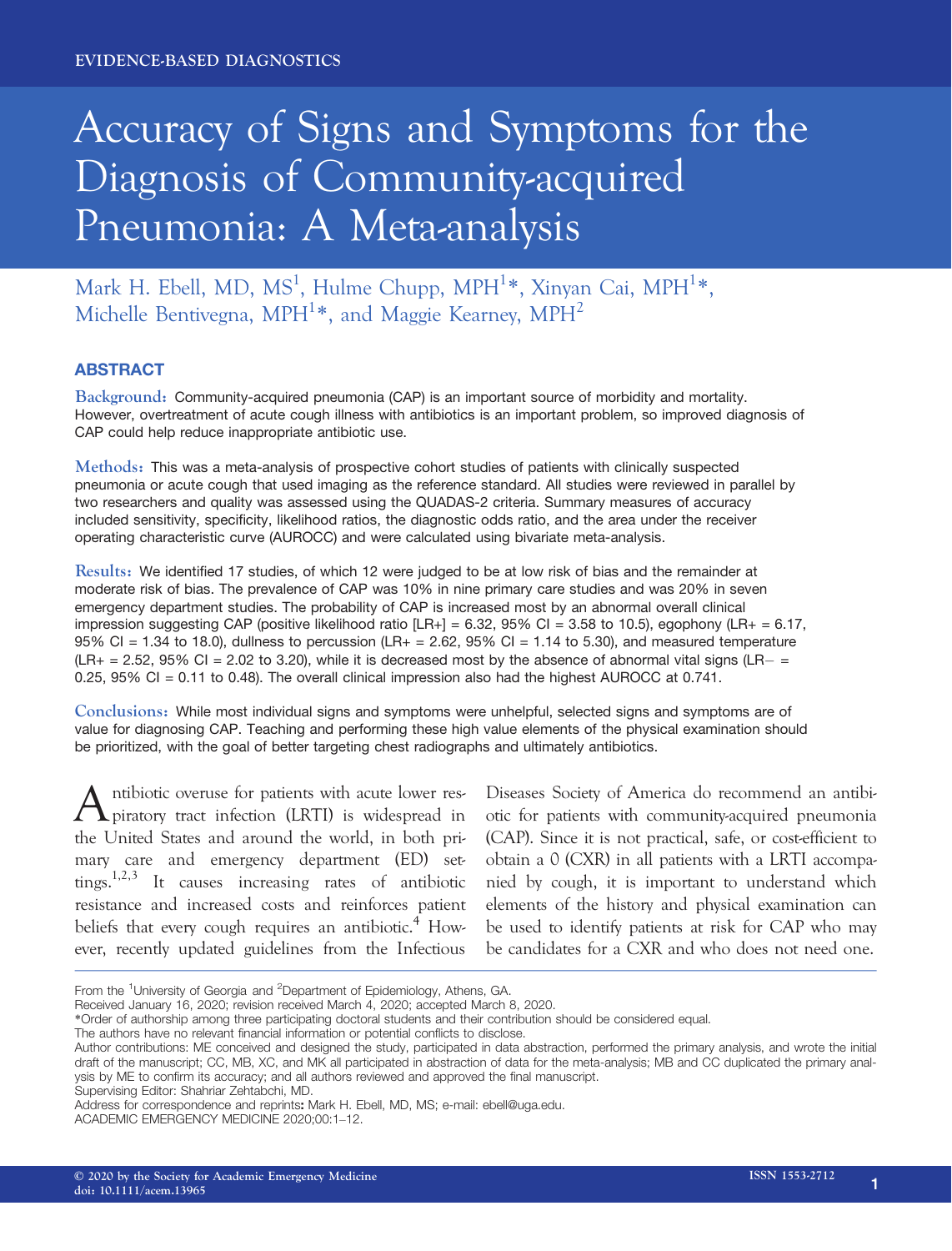EVIDENCE-BASED DIAGNOSTICS

# Accuracy of Signs and Symptoms for the Diagnosis of Community-acquired Pneumonia: A Meta-analysis

Mark H. Ebell, MD, MS[1], Hulme Chupp, MPH[1]*, Xinyan Cai, MPH[1]*, Michelle Bentivegna, MPH[1]*, and Maggie Kearney, MPH[2]

## ABSTRACT

**Background:** Community-acquired pneumonia (CAP) is an important source of morbidity and mortality. However, overtreatment of acute cough illness with antibiotics is an important problem, so improved diagnosis of CAP could help reduce inappropriate antibiotic use.

**Methods:** This was a meta-analysis of prospective cohort studies of patients with clinically suspected pneumonia or acute cough that used imaging as the reference standard. All studies were reviewed in parallel by two researchers and quality was assessed using the QUADAS-2 criteria. Summary measures of accuracy included sensitivity, specificity, likelihood ratios, the diagnostic odds ratio, and the area under the receiver operating characteristic curve (AUROCC) and were calculated using bivariate meta-analysis.

**Results:** We identified 17 studies, of which 12 were judged to be at low risk of bias and the remainder at moderate risk of bias. The prevalence of CAP was 10% in nine primary care studies and was 20% in seven emergency department studies. The probability of CAP is increased most by an abnormal overall clinical impression suggesting CAP (positive likelihood ratio [LR+] = 6.32, 95% CI = 3.58 to 10.5), egophony (LR+ = 6.17, 95% CI = 1.34 to 18.0), dullness to percussion (LR+ = 2.62, 95% CI = 1.14 to 5.30), and measured temperature (LR+ = 2.52, 95% CI = 2.02 to 3.20), while it is decreased most by the absence of abnormal vital signs (LR– = 0.25, 95% CI = 0.11 to 0.48). The overall clinical impression also had the highest AUROCC at 0.741.

**Conclusions:** While most individual signs and symptoms were unhelpful, selected signs and symptoms are of value for diagnosing CAP. Teaching and performing these high value elements of the physical examination should be prioritized, with the goal of better targeting chest radiographs and ultimately antibiotics.

Antibiotic overuse for patients with acute lower respiratory tract infection (LRTI) is widespread in the United States and around the world, in both primary care and emergency department (ED) settings.[1,2,3] It causes increasing rates of antibiotic resistance and increased costs and reinforces patient beliefs that every cough requires an antibiotic.[4] However, recently updated guidelines from the Infectious Diseases Society of America do recommend an antibiotic for patients with community-acquired pneumonia (CAP). Since it is not practical, safe, or cost-efficient to obtain a 0 (CXR) in all patients with a LRTI accompanied by cough, it is important to understand which elements of the history and physical examination can be used to identify patients at risk for CAP who may be candidates for a CXR and who does not need one.

From the [1]University of Georgia and [2]Department of Epidemiology, Athens, GA.

Received January 16, 2020; revision received March 4, 2020; accepted March 8, 2020.

*Order of authorship among three participating doctoral students and their contribution should be considered equal.

The authors have no relevant financial information or potential conflicts to disclose.

Author contributions: ME conceived and designed the study, participated in data abstraction, performed the primary analysis, and wrote the initial draft of the manuscript; CC, MB, XC, and MK all participated in abstraction of data for the meta-analysis; MB and CC duplicated the primary analysis by ME to confirm its accuracy; and all authors reviewed and approved the final manuscript.

Supervising Editor: Shahriar Zehtabchi, MD.

Address for correspondence and reprints: Mark H. Ebell, MD, MS; e-mail: ebell@uga.edu.

© 2020 by the Society for Academic Emergency Medicine
doi: 10.1111/acem.13965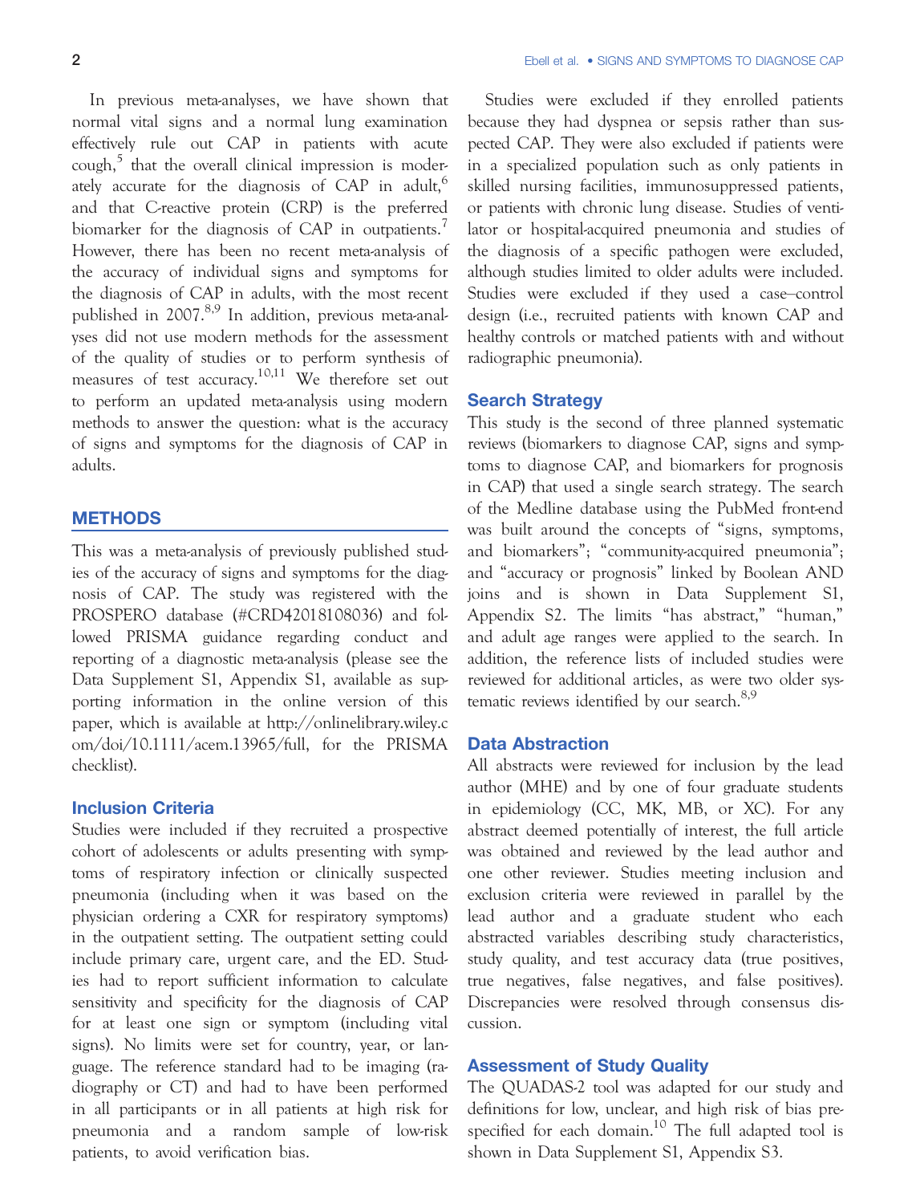In previous meta-analyses, we have shown that normal vital signs and a normal lung examination effectively rule out CAP in patients with acute cough,[5] that the overall clinical impression is moderately accurate for the diagnosis of CAP in adult,[6] and that C-reactive protein (CRP) is the preferred biomarker for the diagnosis of CAP in outpatients.[7] However, there has been no recent meta-analysis of the accuracy of individual signs and symptoms for the diagnosis of CAP in adults, with the most recent published in 2007.[8,9] In addition, previous meta-analyses did not use modern methods for the assessment of the quality of studies or to perform synthesis of measures of test accuracy.[10,11] We therefore set out to perform an updated meta-analysis using modern methods to answer the question: what is the accuracy of signs and symptoms for the diagnosis of CAP in adults.

## METHODS

This was a meta-analysis of previously published studies of the accuracy of signs and symptoms for the diagnosis of CAP. The study was registered with the PROSPERO database (#CRD42018108036) and followed PRISMA guidance regarding conduct and reporting of a diagnostic meta-analysis (please see the Data Supplement S1, Appendix S1, available as supporting information in the online version of this paper, which is available at http://onlinelibrary.wiley.com/doi/10.1111/acem.13965/full, for the PRISMA checklist).

### Inclusion Criteria

Studies were included if they recruited a prospective cohort of adolescents or adults presenting with symptoms of respiratory infection or clinically suspected pneumonia (including when it was based on the physician ordering a CXR for respiratory symptoms) in the outpatient setting. The outpatient setting could include primary care, urgent care, and the ED. Studies had to report sufficient information to calculate sensitivity and specificity for the diagnosis of CAP for at least one sign or symptom (including vital signs). No limits were set for country, year, or language. The reference standard had to be imaging (radiography or CT) and had to have been performed in all participants or in all patients at high risk for pneumonia and a random sample of low-risk patients, to avoid verification bias.

Studies were excluded if they enrolled patients because they had dyspnea or sepsis rather than suspected CAP. They were also excluded if patients were in a specialized population such as only patients in skilled nursing facilities, immunosuppressed patients, or patients with chronic lung disease. Studies of ventilator or hospital-acquired pneumonia and studies of the diagnosis of a specific pathogen were excluded, although studies limited to older adults were included. Studies were excluded if they used a case–control design (i.e., recruited patients with known CAP and healthy controls or matched patients with and without radiographic pneumonia).

### Search Strategy

This study is the second of three planned systematic reviews (biomarkers to diagnose CAP, signs and symptoms to diagnose CAP, and biomarkers for prognosis in CAP) that used a single search strategy. The search of the Medline database using the PubMed front-end was built around the concepts of "signs, symptoms, and biomarkers"; "community-acquired pneumonia"; and "accuracy or prognosis" linked by Boolean AND joins and is shown in Data Supplement S1, Appendix S2. The limits "has abstract," "human," and adult age ranges were applied to the search. In addition, the reference lists of included studies were reviewed for additional articles, as were two older systematic reviews identified by our search.[8,9]

### Data Abstraction

All abstracts were reviewed for inclusion by the lead author (MHE) and by one of four graduate students in epidemiology (CC, MK, MB, or XC). For any abstract deemed potentially of interest, the full article was obtained and reviewed by the lead author and one other reviewer. Studies meeting inclusion and exclusion criteria were reviewed in parallel by the lead author and a graduate student who each abstracted variables describing study characteristics, study quality, and test accuracy data (true positives, true negatives, false negatives, and false positives). Discrepancies were resolved through consensus discussion.

### Assessment of Study Quality

The QUADAS-2 tool was adapted for our study and definitions for low, unclear, and high risk of bias prespecified for each domain.[10] The full adapted tool is shown in Data Supplement S1, Appendix S3.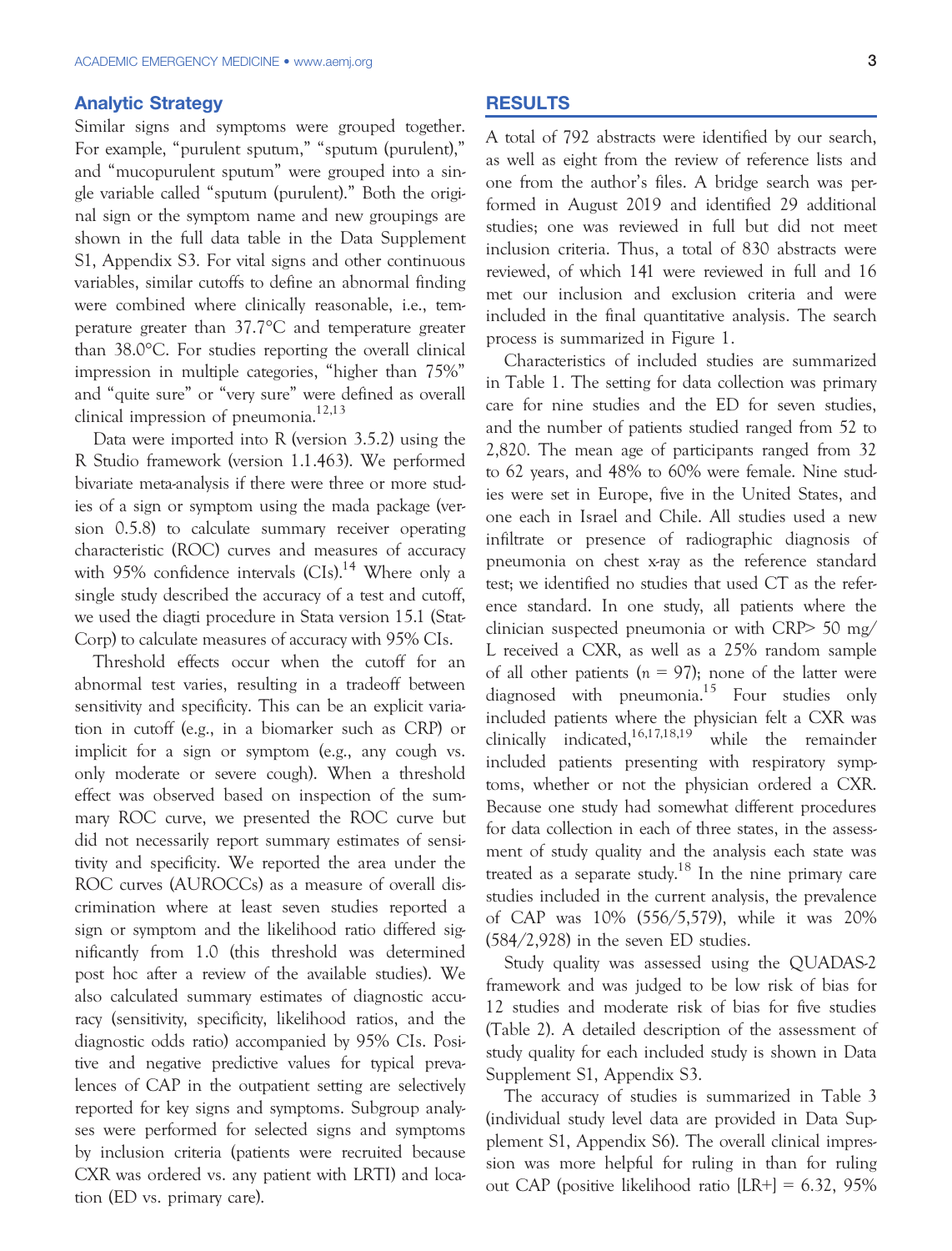### Analytic Strategy

Similar signs and symptoms were grouped together. For example, "purulent sputum," "sputum (purulent)," and "mucopurulent sputum" were grouped into a single variable called "sputum (purulent)." Both the original sign or the symptom name and new groupings are shown in the full data table in the Data Supplement S1, Appendix S3. For vital signs and other continuous variables, similar cutoffs to define an abnormal finding were combined where clinically reasonable, i.e., temperature greater than 37.7°C and temperature greater than 38.0°C. For studies reporting the overall clinical impression in multiple categories, "higher than 75%" and "quite sure" or "very sure" were defined as overall clinical impression of pneumonia.[12,13]

Data were imported into R (version 3.5.2) using the R Studio framework (version 1.1.463). We performed bivariate meta-analysis if there were three or more studies of a sign or symptom using the mada package (version 0.5.8) to calculate summary receiver operating characteristic (ROC) curves and measures of accuracy with 95% confidence intervals (CIs).[14] Where only a single study described the accuracy of a test and cutoff, we used the diagti procedure in Stata version 15.1 (StataCorp) to calculate measures of accuracy with 95% CIs.

Threshold effects occur when the cutoff for an abnormal test varies, resulting in a tradeoff between sensitivity and specificity. This can be an explicit variation in cutoff (e.g., in a biomarker such as CRP) or implicit for a sign or symptom (e.g., any cough vs. only moderate or severe cough). When a threshold effect was observed based on inspection of the summary ROC curve, we presented the ROC curve but did not necessarily report summary estimates of sensitivity and specificity. We reported the area under the ROC curves (AUROCCs) as a measure of overall discrimination where at least seven studies reported a sign or symptom and the likelihood ratio differed significantly from 1.0 (this threshold was determined post hoc after a review of the available studies). We also calculated summary estimates of diagnostic accuracy (sensitivity, specificity, likelihood ratios, and the diagnostic odds ratio) accompanied by 95% CIs. Positive and negative predictive values for typical prevalences of CAP in the outpatient setting are selectively reported for key signs and symptoms. Subgroup analyses were performed for selected signs and symptoms by inclusion criteria (patients were recruited because CXR was ordered vs. any patient with LRTI) and location (ED vs. primary care).

## RESULTS

A total of 792 abstracts were identified by our search, as well as eight from the review of reference lists and one from the author's files. A bridge search was performed in August 2019 and identified 29 additional studies; one was reviewed in full but did not meet inclusion criteria. Thus, a total of 830 abstracts were reviewed, of which 141 were reviewed in full and 16 met our inclusion and exclusion criteria and were included in the final quantitative analysis. The search process is summarized in Figure 1.

Characteristics of included studies are summarized in Table 1. The setting for data collection was primary care for nine studies and the ED for seven studies, and the number of patients studied ranged from 52 to 2,820. The mean age of participants ranged from 32 to 62 years, and 48% to 60% were female. Nine studies were set in Europe, five in the United States, and one each in Israel and Chile. All studies used a new infiltrate or presence of radiographic diagnosis of pneumonia on chest x-ray as the reference standard test; we identified no studies that used CT as the reference standard. In one study, all patients where the clinician suspected pneumonia or with CRP> 50 mg/L received a CXR, as well as a 25% random sample of all other patients (*n* = 97); none of the latter were diagnosed with pneumonia.[15] Four studies only included patients where the physician felt a CXR was clinically indicated,[16,17,18,19] while the remainder included patients presenting with respiratory symptoms, whether or not the physician ordered a CXR. Because one study had somewhat different procedures for data collection in each of three states, in the assessment of study quality and the analysis each state was treated as a separate study.[18] In the nine primary care studies included in the current analysis, the prevalence of CAP was 10% (556/5,579), while it was 20% (584/2,928) in the seven ED studies.

Study quality was assessed using the QUADAS-2 framework and was judged to be low risk of bias for 12 studies and moderate risk of bias for five studies (Table 2). A detailed description of the assessment of study quality for each included study is shown in Data Supplement S1, Appendix S3.

The accuracy of studies is summarized in Table 3 (individual study level data are provided in Data Supplement S1, Appendix S6). The overall clinical impression was more helpful for ruling in than for ruling out CAP (positive likelihood ratio [LR+] = 6.32, 95%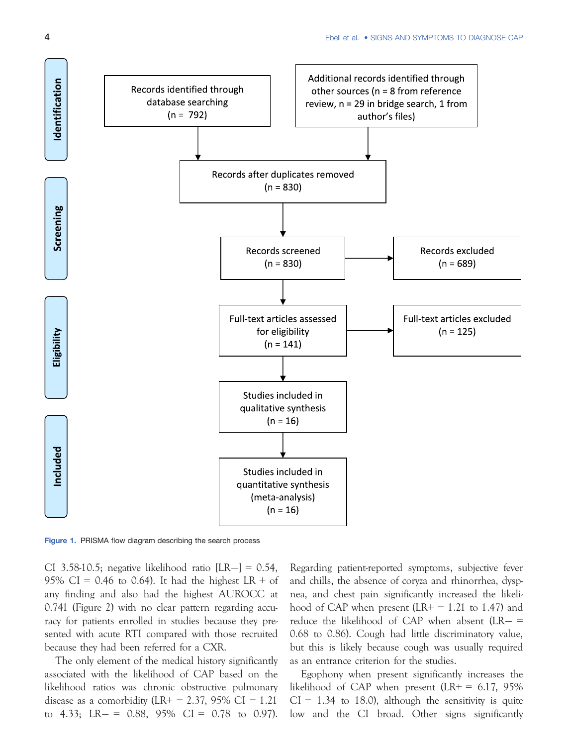Figure 1. PRISMA flow diagram describing the search process

CI 3.58-10.5; negative likelihood ratio [LR−] = 0.54, 95% CI = 0.46 to 0.64). It had the highest LR + of any finding and also had the highest AUROCC at 0.741 (Figure 2) with no clear pattern regarding accuracy for patients enrolled in studies because they presented with acute RTI compared with those recruited because they had been referred for a CXR.

The only element of the medical history significantly associated with the likelihood of CAP based on the likelihood ratios was chronic obstructive pulmonary disease as a comorbidity (LR+ = 2.37, 95% CI = 1.21 to 4.33; LR− = 0.88, 95% CI = 0.78 to 0.97). Regarding patient-reported symptoms, subjective fever and chills, the absence of coryza and rhinorrhea, dyspnea, and chest pain significantly increased the likelihood of CAP when present (LR+ = 1.21 to 1.47) and reduce the likelihood of CAP when absent (LR− = 0.68 to 0.86). Cough had little discriminatory value, but this is likely because cough was usually required as an entrance criterion for the studies.

Egophony when present significantly increases the likelihood of CAP when present (LR+ = 6.17, 95% CI = 1.34 to 18.0), although the sensitivity is quite low and the CI broad. Other signs significantly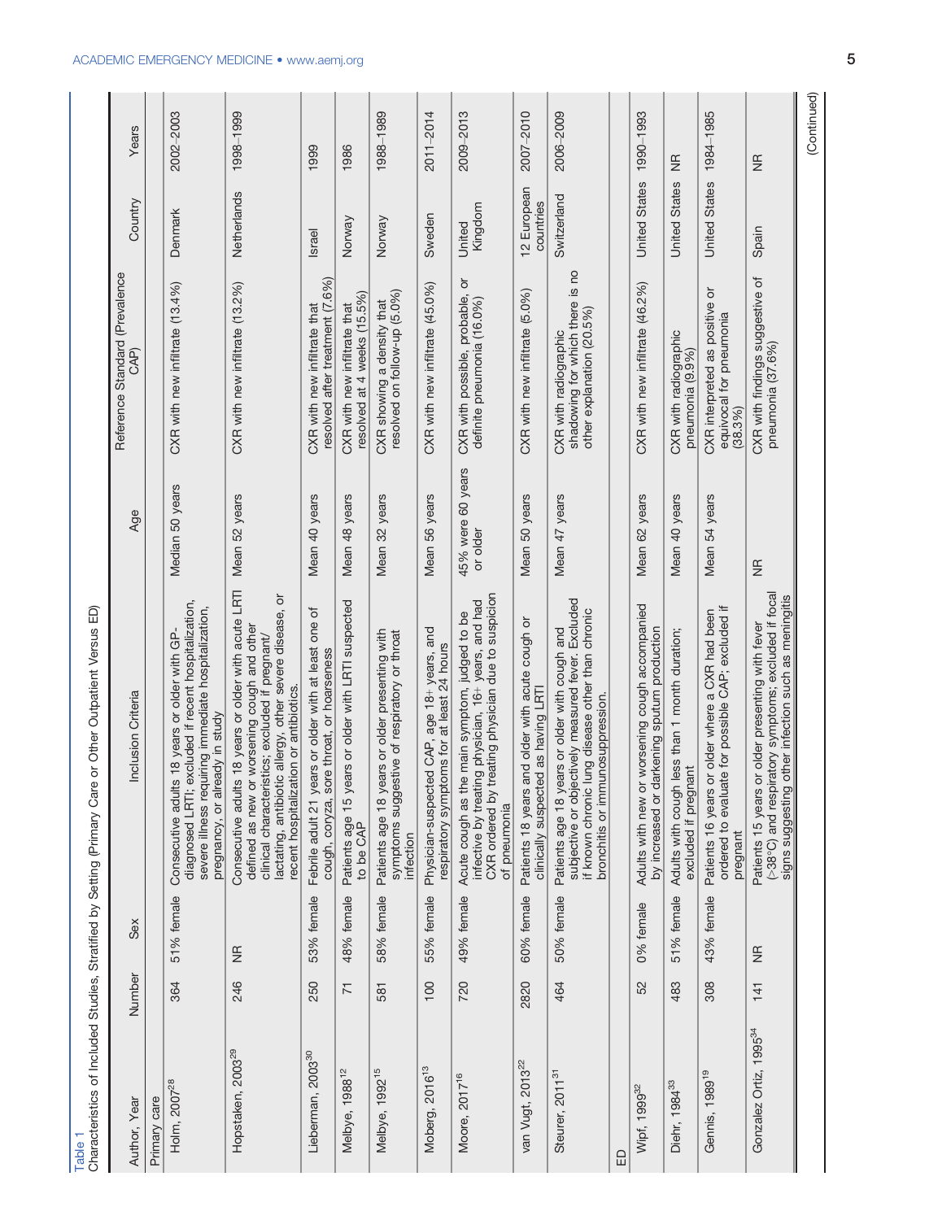Table 1
Characteristics of Included Studies, Stratified by Setting (Primary Care or Other Outpatient Versus ED)

| Author, Year | Number | Sex | Inclusion Criteria | Age | Reference Standard (Prevalence CAP) | Country | Years |
|---|---|---|---|---|---|---|---|
| Primary care | | | | | | | |
| Holm, 2007[28] | 364 | 51% female | Consecutive adults 18 years or older with GP-diagnosed LRTI; excluded if recent hospitalization, severe illness requiring immediate hospitalization, pregnancy, or already in study | Median 50 years | CXR with new infiltrate (13.4%) | Denmark | 2002–2003 |
| Hopstaken, 2003[29] | 246 | NR | Consecutive adults 18 years or older with acute LRTI defined as new or worsening cough and other clinical characteristics; excluded if pregnant/lactating, antibiotic allergy, other severe disease, or recent hospitalization or antibiotics. | Mean 52 years | CXR with new infiltrate (13.2%) | Netherlands | 1998–1999 |
| Lieberman, 2003[30] | 250 | 53% female | Febrile adult 21 years or older with at least one of cough, coryza, sore throat, or hoarseness | Mean 40 years | CXR with new infiltrate that resolved after treatment (7.6%) | Israel | 1999 |
| Melbye, 1988[12] | 71 | 48% female | Patients age 15 years or older with LRTI suspected to be CAP | Mean 48 years | CXR with new infiltrate that resolved at 4 weeks (15.5%) | Norway | 1986 |
| Melbye, 1992[15] | 581 | 58% female | Patients age 18 years or older presenting with symptoms suggestive of respiratory or throat infection | Mean 32 years | CXR showing a density that resolved on follow-up (5.0%) | Norway | 1988–1989 |
| Moberg, 2016[13] | 100 | 55% female | Physician-suspected CAP, age 18+ years, and respiratory symptoms for at least 24 hours | Mean 56 years | CXR with new infiltrate (45.0%) | Sweden | 2011–2014 |
| Moore, 2017[16] | 720 | 49% female | Acute cough as the main symptom, judged to be infective by treating physician, 16+ years, and had CXR ordered by treating physician due to suspicion of pneumonia | 45% were 60 years or older | CXR with possible, probable, or definite pneumonia (16.0%) | United Kingdom | 2009–2013 |
| van Vugt, 2013[22] | 2820 | 60% female | Patients 18 years and older with acute cough or clinically suspected as having LRTI | Mean 50 years | CXR with new infiltrate (5.0%) | 12 European countries | 2007–2010 |
| Steurer, 2011[31] | 464 | 50% female | Patients age 18 years or older with cough and subjective or objectively measured fever. Excluded if known chronic lung disease other than chronic bronchitis or immunosuppression. | Mean 47 years | CXR with radiographic shadowing for which there is no other explanation (20.5%) | Switzerland | 2006–2009 |
| ED | | | | | | | |
| Wipf, 1999[32] | 52 | 0% female | Adults with new or worsening cough accompanied by increased or darkening sputum production | Mean 62 years | CXR with new infiltrate (46.2%) | United States | 1990–1993 |
| Diehr, 1984[33] | 483 | 51% female | Adults with cough less than 1 month duration; excluded if pregnant | Mean 40 years | CXR with radiographic pneumonia (9.9%) | United States | NR |
| Gennis, 1989[19] | 308 | 43% female | Patients 16 years or older where a CXR had been ordered to evaluate for possible CAP; excluded if pregnant | Mean 54 years | CXR interpreted as positive or equivocal for pneumonia (38.3%) | United States | 1984–1985 |
| Gonzalez Ortiz, 1995[34] | 141 | NR | Patients 15 years or older presenting with fever (>38°C) and respiratory symptoms; excluded if focal signs suggesting other infection such as meningitis | NR | CXR with findings suggestive of pneumonia (37.6%) | Spain | NR |

(Continued)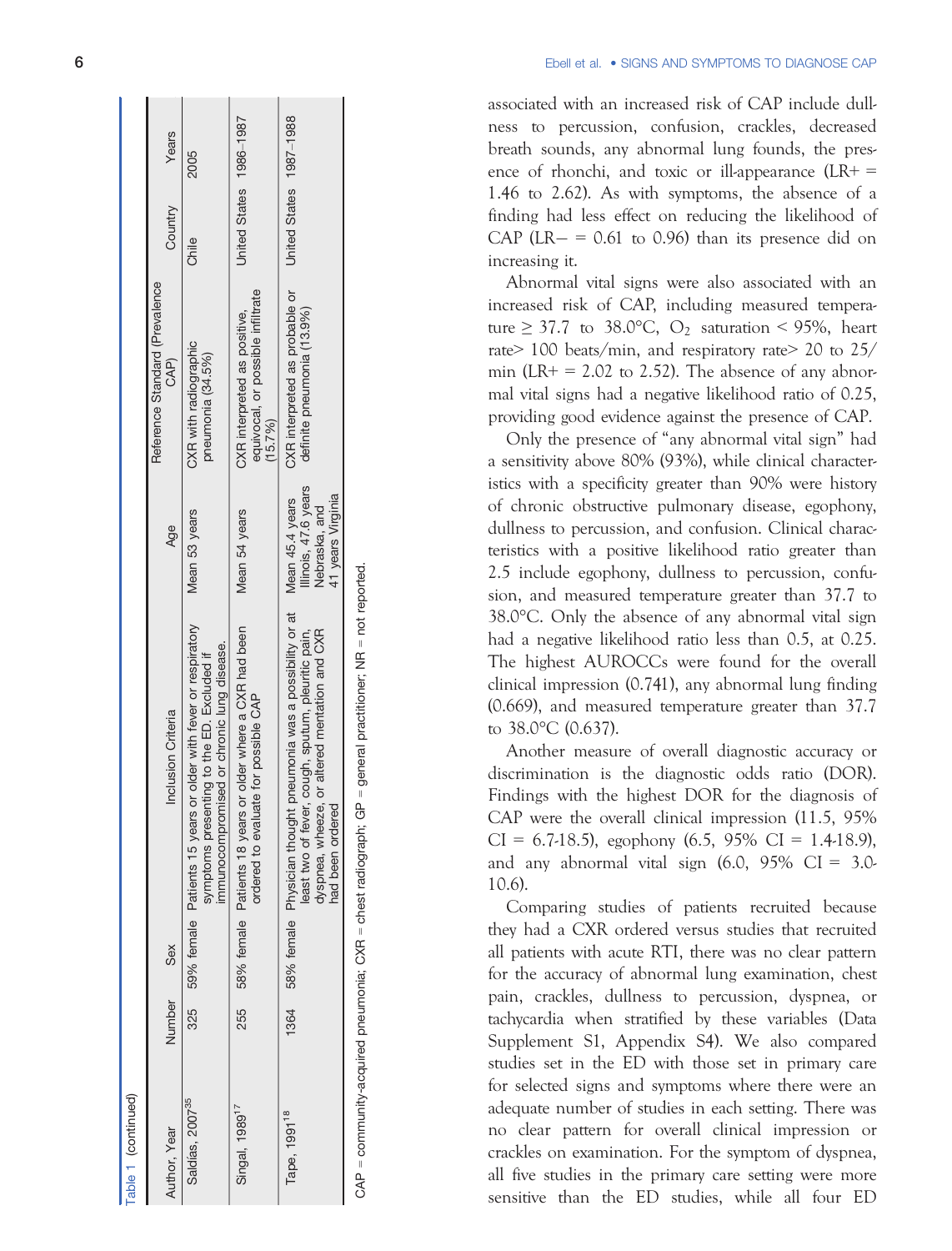Table 1 (continued)

| Author, Year | Number | Sex | Inclusion Criteria | Age | Reference Standard (Prevalence CAP) | Country | Years |
|---|---|---|---|---|---|---|---|
| Saldías, 2007[35] | 325 | 59% female | Patients 15 years or older with fever or respiratory symptoms presenting to the ED. Excluded if immunocompromised or chronic lung disease. | Mean 53 years | CXR with radiographic pneumonia (34.5%) | Chile | 2005 |
| Singal, 1989[17] | 255 | 58% female | Patients 18 years or older where a CXR had been ordered to evaluate for possible CAP | Mean 54 years | CXR interpreted as positive, equivocal, or possible infiltrate (15.7%) | United States | 1986–1987 |
| Tape, 1991[18] | 1364 | 58% female | Physician thought pneumonia was a possibility or at least two of fever, cough, sputum, pleuritic pain, dyspnea, wheeze, or altered mentation and CXR had been ordered | Mean 45.4 years Illinois, 47.6 years Nebraska, and 41 years Virginia | CXR interpreted as probable or definite pneumonia (13.9%) | United States | 1987–1988 |

CAP = community-acquired pneumonia; CXR = chest radiograph; GP = general practitioner; NR = not reported.

associated with an increased risk of CAP include dullness to percussion, confusion, crackles, decreased breath sounds, any abnormal lung founds, the presence of rhonchi, and toxic or ill-appearance (LR+ = 1.46 to 2.62). As with symptoms, the absence of a finding had less effect on reducing the likelihood of CAP (LR− = 0.61 to 0.96) than its presence did on increasing it.

Abnormal vital signs were also associated with an increased risk of CAP, including measured temperature ≥ 37.7 to 38.0°C, $O_2$ saturation < 95%, heart rate> 100 beats/min, and respiratory rate> 20 to 25/min (LR+ = 2.02 to 2.52). The absence of any abnormal vital signs had a negative likelihood ratio of 0.25, providing good evidence against the presence of CAP.

Only the presence of "any abnormal vital sign" had a sensitivity above 80% (93%), while clinical characteristics with a specificity greater than 90% were history of chronic obstructive pulmonary disease, egophony, dullness to percussion, and confusion. Clinical characteristics with a positive likelihood ratio greater than 2.5 include egophony, dullness to percussion, confusion, and measured temperature greater than 37.7 to 38.0°C. Only the absence of any abnormal vital sign had a negative likelihood ratio less than 0.5, at 0.25. The highest AUROCCs were found for the overall clinical impression (0.741), any abnormal lung finding (0.669), and measured temperature greater than 37.7 to 38.0°C (0.637).

Another measure of overall diagnostic accuracy or discrimination is the diagnostic odds ratio (DOR). Findings with the highest DOR for the diagnosis of CAP were the overall clinical impression (11.5, 95% CI = 6.7-18.5), egophony (6.5, 95% CI = 1.4-18.9), and any abnormal vital sign (6.0, 95% CI = 3.0-10.6).

Comparing studies of patients recruited because they had a CXR ordered versus studies that recruited all patients with acute RTI, there was no clear pattern for the accuracy of abnormal lung examination, chest pain, crackles, dullness to percussion, dyspnea, or tachycardia when stratified by these variables (Data Supplement S1, Appendix S4). We also compared studies set in the ED with those set in primary care for selected signs and symptoms where there were an adequate number of studies in each setting. There was no clear pattern for overall clinical impression or crackles on examination. For the symptom of dyspnea, all five studies in the primary care setting were more sensitive than the ED studies, while all four ED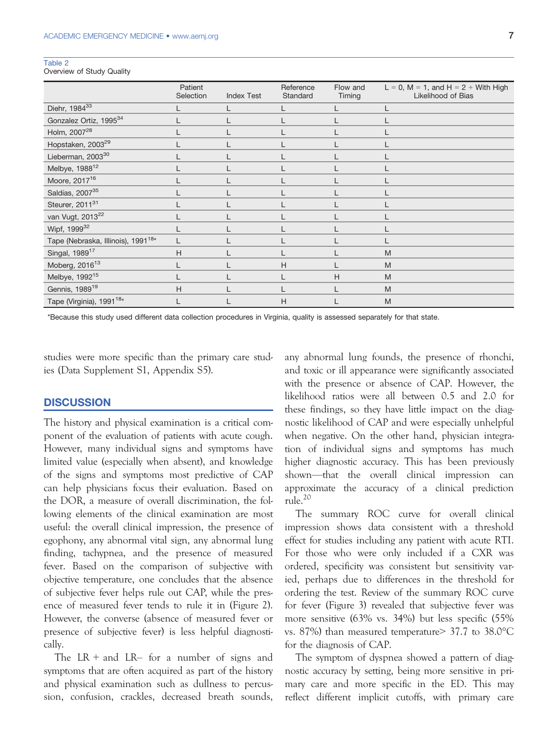Table 2
Overview of Study Quality

| | Patient Selection | Index Test | Reference Standard | Flow and Timing | L = 0, M = 1, and H = 2 + With High Likelihood of Bias |
|---|---|---|---|---|---|
| Diehr, 1984[33] | L | L | L | L | L |
| Gonzalez Ortiz, 1995[34] | L | L | L | L | L |
| Holm, 2007[28] | L | L | L | L | L |
| Hopstaken, 2003[29] | L | L | L | L | L |
| Lieberman, 2003[30] | L | L | L | L | L |
| Melbye, 1988[12] | L | L | L | L | L |
| Moore, 2017[16] | L | L | L | L | L |
| Saldías, 2007[35] | L | L | L | L | L |
| Steurer, 2011[31] | L | L | L | L | L |
| van Vugt, 2013[22] | L | L | L | L | L |
| Wipf, 1999[32] | L | L | L | L | L |
| Tape (Nebraska, Illinois), 1991[18]* | L | L | L | L | L |
| Singal, 1989[17] | H | L | L | L | M |
| Moberg, 2016[13] | L | L | H | L | M |
| Melbye, 1992[15] | L | L | L | H | M |
| Gennis, 1989[19] | H | L | L | L | M |
| Tape (Virginia), 1991[18]* | L | L | H | L | M |

*Because this study used different data collection procedures in Virginia, quality is assessed separately for that state.

studies were more specific than the primary care studies (Data Supplement S1, Appendix S5).

## DISCUSSION

The history and physical examination is a critical component of the evaluation of patients with acute cough. However, many individual signs and symptoms have limited value (especially when absent), and knowledge of the signs and symptoms most predictive of CAP can help physicians focus their evaluation. Based on the DOR, a measure of overall discrimination, the following elements of the clinical examination are most useful: the overall clinical impression, the presence of egophony, any abnormal vital sign, any abnormal lung finding, tachypnea, and the presence of measured fever. Based on the comparison of subjective with objective temperature, one concludes that the absence of subjective fever helps rule out CAP, while the presence of measured fever tends to rule it in (Figure 2). However, the converse (absence of measured fever or presence of subjective fever) is less helpful diagnostically.

The LR + and LR– for a number of signs and symptoms that are often acquired as part of the history and physical examination such as dullness to percussion, confusion, crackles, decreased breath sounds, any abnormal lung founds, the presence of rhonchi, and toxic or ill appearance were significantly associated with the presence or absence of CAP. However, the likelihood ratios were all between 0.5 and 2.0 for these findings, so they have little impact on the diagnostic likelihood of CAP and were especially unhelpful when negative. On the other hand, physician integration of individual signs and symptoms has much higher diagnostic accuracy. This has been previously shown—that the overall clinical impression can approximate the accuracy of a clinical prediction rule.[20]

The summary ROC curve for overall clinical impression shows data consistent with a threshold effect for studies including any patient with acute RTI. For those who were only included if a CXR was ordered, specificity was consistent but sensitivity varied, perhaps due to differences in the threshold for ordering the test. Review of the summary ROC curve for fever (Figure 3) revealed that subjective fever was more sensitive (63% vs. 34%) but less specific (55% vs. 87%) than measured temperature> 37.7 to 38.0°C for the diagnosis of CAP.

The symptom of dyspnea showed a pattern of diagnostic accuracy by setting, being more sensitive in primary care and more specific in the ED. This may reflect different implicit cutoffs, with primary care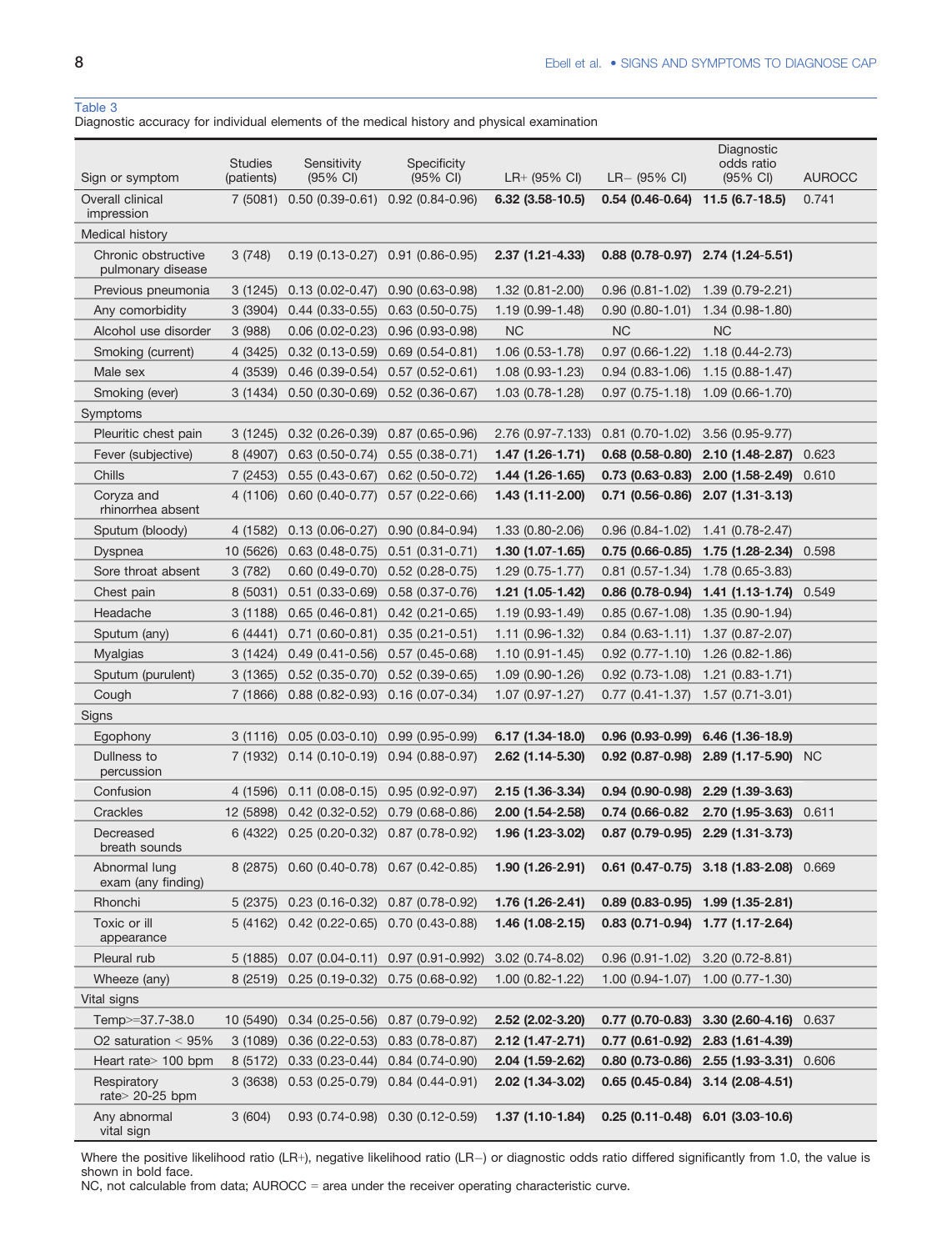Table 3

Diagnostic accuracy for individual elements of the medical history and physical examination

| Sign or symptom | Studies (patients) | Sensitivity (95% CI) | Specificity (95% CI) | LR+ (95% CI) | LR− (95% CI) | Diagnostic odds ratio (95% CI) | AUROCC |
|---|---|---|---|---|---|---|---|
| Overall clinical impression | 7 (5081) | 0.50 (0.39-0.61) | 0.92 (0.84-0.96) | **6.32 (3.58-10.5)** | **0.54 (0.46-0.64)** | **11.5 (6.7-18.5)** | 0.741 |
| Medical history | | | | | | | |
| Chronic obstructive pulmonary disease | 3 (748) | 0.19 (0.13-0.27) | 0.91 (0.86-0.95) | **2.37 (1.21-4.33)** | **0.88 (0.78-0.97)** | **2.74 (1.24-5.51)** | |
| Previous pneumonia | 3 (1245) | 0.13 (0.02-0.47) | 0.90 (0.63-0.98) | 1.32 (0.81-2.00) | 0.96 (0.81-1.02) | 1.39 (0.79-2.21) | |
| Any comorbidity | 3 (3904) | 0.44 (0.33-0.55) | 0.63 (0.50-0.75) | 1.19 (0.99-1.48) | 0.90 (0.80-1.01) | 1.34 (0.98-1.80) | |
| Alcohol use disorder | 3 (988) | 0.06 (0.02-0.23) | 0.96 (0.93-0.98) | NC | NC | NC | |
| Smoking (current) | 4 (3425) | 0.32 (0.13-0.59) | 0.69 (0.54-0.81) | 1.06 (0.53-1.78) | 0.97 (0.66-1.22) | 1.18 (0.44-2.73) | |
| Male sex | 4 (3539) | 0.46 (0.39-0.54) | 0.57 (0.52-0.61) | 1.08 (0.93-1.23) | 0.94 (0.83-1.06) | 1.15 (0.88-1.47) | |
| Smoking (ever) | 3 (1434) | 0.50 (0.30-0.69) | 0.52 (0.36-0.67) | 1.03 (0.78-1.28) | 0.97 (0.75-1.18) | 1.09 (0.66-1.70) | |
| Symptoms | | | | | | | |
| Pleuritic chest pain | 3 (1245) | 0.32 (0.26-0.39) | 0.87 (0.65-0.96) | 2.76 (0.97-7.133) | 0.81 (0.70-1.02) | 3.56 (0.95-9.77) | |
| Fever (subjective) | 8 (4907) | 0.63 (0.50-0.74) | 0.55 (0.38-0.71) | **1.47 (1.26-1.71)** | **0.68 (0.58-0.80)** | **2.10 (1.48-2.87)** | 0.623 |
| Chills | 7 (2453) | 0.55 (0.43-0.67) | 0.62 (0.50-0.72) | **1.44 (1.26-1.65)** | **0.73 (0.63-0.83)** | **2.00 (1.58-2.49)** | 0.610 |
| Coryza and rhinorrhea absent | 4 (1106) | 0.60 (0.40-0.77) | 0.57 (0.22-0.66) | **1.43 (1.11-2.00)** | **0.71 (0.56-0.86)** | **2.07 (1.31-3.13)** | |
| Sputum (bloody) | 4 (1582) | 0.13 (0.06-0.27) | 0.90 (0.84-0.94) | 1.33 (0.80-2.06) | 0.96 (0.84-1.02) | 1.41 (0.78-2.47) | |
| Dyspnea | 10 (5626) | 0.63 (0.48-0.75) | 0.51 (0.31-0.71) | **1.30 (1.07-1.65)** | **0.75 (0.66-0.85)** | **1.75 (1.28-2.34)** | 0.598 |
| Sore throat absent | 3 (782) | 0.60 (0.49-0.70) | 0.52 (0.28-0.75) | 1.29 (0.75-1.77) | 0.81 (0.57-1.34) | 1.78 (0.65-3.83) | |
| Chest pain | 8 (5031) | 0.51 (0.33-0.69) | 0.58 (0.37-0.76) | **1.21 (1.05-1.42)** | **0.86 (0.78-0.94)** | **1.41 (1.13-1.74)** | 0.549 |
| Headache | 3 (1188) | 0.65 (0.46-0.81) | 0.42 (0.21-0.65) | 1.19 (0.93-1.49) | 0.85 (0.67-1.08) | 1.35 (0.90-1.94) | |
| Sputum (any) | 6 (4441) | 0.71 (0.60-0.81) | 0.35 (0.21-0.51) | 1.11 (0.96-1.32) | 0.84 (0.63-1.11) | 1.37 (0.87-2.07) | |
| Myalgias | 3 (1424) | 0.49 (0.41-0.56) | 0.57 (0.45-0.68) | 1.10 (0.91-1.45) | 0.92 (0.77-1.10) | 1.26 (0.82-1.86) | |
| Sputum (purulent) | 3 (1365) | 0.52 (0.35-0.70) | 0.52 (0.39-0.65) | 1.09 (0.90-1.26) | 0.92 (0.73-1.08) | 1.21 (0.83-1.71) | |
| Cough | 7 (1866) | 0.88 (0.82-0.93) | 0.16 (0.07-0.34) | 1.07 (0.97-1.27) | 0.77 (0.41-1.37) | 1.57 (0.71-3.01) | |
| Signs | | | | | | | |
| Egophony | 3 (1116) | 0.05 (0.03-0.10) | 0.99 (0.95-0.99) | **6.17 (1.34-18.0)** | **0.96 (0.93-0.99)** | **6.46 (1.36-18.9)** | |
| Dullness to percussion | 7 (1932) | 0.14 (0.10-0.19) | 0.94 (0.88-0.97) | **2.62 (1.14-5.30)** | **0.92 (0.87-0.98)** | **2.89 (1.17-5.90)** | NC |
| Confusion | 4 (1596) | 0.11 (0.08-0.15) | 0.95 (0.92-0.97) | **2.15 (1.36-3.34)** | **0.94 (0.90-0.98)** | **2.29 (1.39-3.63)** | |
| Crackles | 12 (5898) | 0.42 (0.32-0.52) | 0.79 (0.68-0.86) | **2.00 (1.54-2.58)** | **0.74 (0.66-0.82** | **2.70 (1.95-3.63)** | 0.611 |
| Decreased breath sounds | 6 (4322) | 0.25 (0.20-0.32) | 0.87 (0.78-0.92) | **1.96 (1.23-3.02)** | **0.87 (0.79-0.95)** | **2.29 (1.31-3.73)** | |
| Abnormal lung exam (any finding) | 8 (2875) | 0.60 (0.40-0.78) | 0.67 (0.42-0.85) | **1.90 (1.26-2.91)** | **0.61 (0.47-0.75)** | **3.18 (1.83-2.08)** | 0.669 |
| Rhonchi | 5 (2375) | 0.23 (0.16-0.32) | 0.87 (0.78-0.92) | **1.76 (1.26-2.41)** | **0.89 (0.83-0.95)** | **1.99 (1.35-2.81)** | |
| Toxic or ill appearance | 5 (4162) | 0.42 (0.22-0.65) | 0.70 (0.43-0.88) | **1.46 (1.08-2.15)** | **0.83 (0.71-0.94)** | **1.77 (1.17-2.64)** | |
| Pleural rub | 5 (1885) | 0.07 (0.04-0.11) | 0.97 (0.91-0.992) | 3.02 (0.74-8.02) | 0.96 (0.91-1.02) | 3.20 (0.72-8.81) | |
| Wheeze (any) | 8 (2519) | 0.25 (0.19-0.32) | 0.75 (0.68-0.82) | 1.00 (0.82-1.22) | 1.00 (0.94-1.07) | 1.00 (0.77-1.30) | |
| Vital signs | | | | | | | |
| Temp>=37.7-38.0 | 10 (5490) | 0.34 (0.25-0.56) | 0.87 (0.79-0.92) | **2.52 (2.02-3.20)** | **0.77 (0.70-0.83)** | **3.30 (2.60-4.16)** | 0.637 |
| O2 saturation < 95% | 3 (1089) | 0.36 (0.22-0.53) | 0.83 (0.78-0.87) | **2.12 (1.47-2.71)** | **0.77 (0.61-0.92)** | **2.83 (1.61-4.39)** | |
| Heart rate> 100 bpm | 8 (5172) | 0.33 (0.23-0.44) | 0.84 (0.74-0.90) | **2.04 (1.59-2.62)** | **0.80 (0.73-0.86)** | **2.55 (1.93-3.31)** | 0.606 |
| Respiratory rate> 20-25 bpm | 3 (3638) | 0.53 (0.25-0.79) | 0.84 (0.44-0.91) | **2.02 (1.34-3.02)** | **0.65 (0.45-0.84)** | **3.14 (2.08-4.51)** | |
| Any abnormal vital sign | 3 (604) | 0.93 (0.74-0.98) | 0.30 (0.12-0.59) | **1.37 (1.10-1.84)** | **0.25 (0.11-0.48)** | **6.01 (3.03-10.6)** | |

Where the positive likelihood ratio (LR+), negative likelihood ratio (LR−) or diagnostic odds ratio differed significantly from 1.0, the value is shown in bold face.
NC, not calculable from data; AUROCC = area under the receiver operating characteristic curve.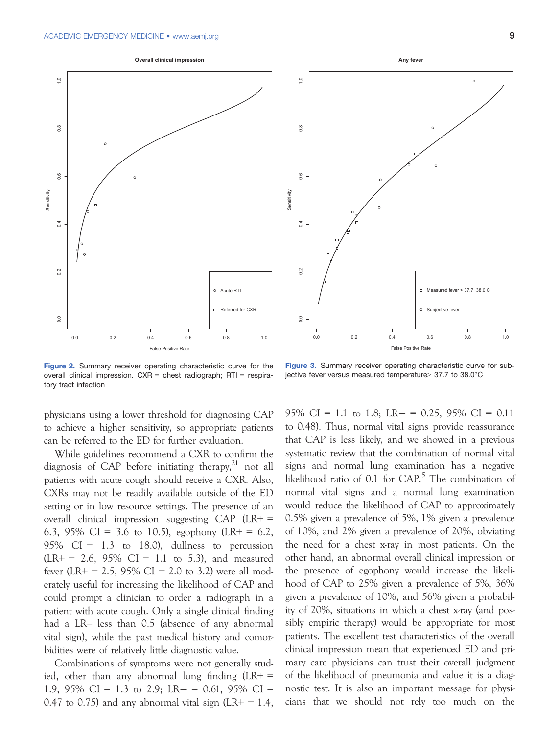**Figure 2.** Summary receiver operating characteristic curve for the overall clinical impression. CXR = chest radiograph; RTI = respiratory tract infection

**Figure 3.** Summary receiver operating characteristic curve for subjective fever versus measured temperature> 37.7 to 38.0°C

physicians using a lower threshold for diagnosing CAP to achieve a higher sensitivity, so appropriate patients can be referred to the ED for further evaluation.

While guidelines recommend a CXR to confirm the diagnosis of CAP before initiating therapy,[21] not all patients with acute cough should receive a CXR. Also, CXRs may not be readily available outside of the ED setting or in low resource settings. The presence of an overall clinical impression suggesting CAP (LR+ = 6.3, 95% CI = 3.6 to 10.5), egophony (LR+ = 6.2, 95% CI = 1.3 to 18.0), dullness to percussion (LR+ = 2.6, 95% CI = 1.1 to 5.3), and measured fever (LR+ = 2.5, 95% CI = 2.0 to 3.2) were all moderately useful for increasing the likelihood of CAP and could prompt a clinician to order a radiograph in a patient with acute cough. Only a single clinical finding had a LR– less than 0.5 (absence of any abnormal vital sign), while the past medical history and comorbidities were of relatively little diagnostic value.

Combinations of symptoms were not generally studied, other than any abnormal lung finding (LR+ = 1.9, 95% CI = 1.3 to 2.9; LR– = 0.61, 95% CI = 0.47 to 0.75) and any abnormal vital sign (LR+ = 1.4, 95% CI = 1.1 to 1.8; LR– = 0.25, 95% CI = 0.11 to 0.48). Thus, normal vital signs provide reassurance that CAP is less likely, and we showed in a previous systematic review that the combination of normal vital signs and normal lung examination has a negative likelihood ratio of 0.1 for CAP.[5] The combination of normal vital signs and a normal lung examination would reduce the likelihood of CAP to approximately 0.5% given a prevalence of 5%, 1% given a prevalence of 10%, and 2% given a prevalence of 20%, obviating the need for a chest x-ray in most patients. On the other hand, an abnormal overall clinical impression or the presence of egophony would increase the likelihood of CAP to 25% given a prevalence of 5%, 36% given a prevalence of 10%, and 56% given a probability of 20%, situations in which a chest x-ray (and possibly empiric therapy) would be appropriate for most patients. The excellent test characteristics of the overall clinical impression mean that experienced ED and primary care physicians can trust their overall judgment of the likelihood of pneumonia and value it is a diagnostic test. It is also an important message for physicians that we should not rely too much on the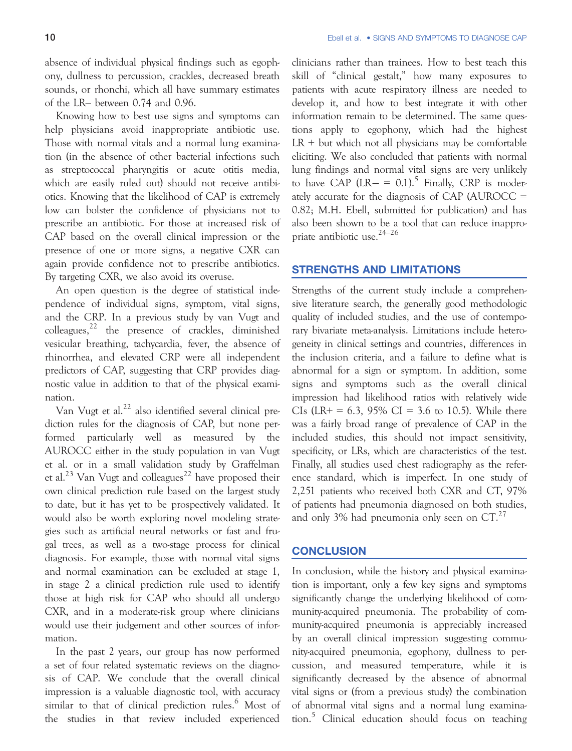absence of individual physical findings such as egophony, dullness to percussion, crackles, decreased breath sounds, or rhonchi, which all have summary estimates of the LR– between 0.74 and 0.96.

Knowing how to best use signs and symptoms can help physicians avoid inappropriate antibiotic use. Those with normal vitals and a normal lung examination (in the absence of other bacterial infections such as streptococcal pharyngitis or acute otitis media, which are easily ruled out) should not receive antibiotics. Knowing that the likelihood of CAP is extremely low can bolster the confidence of physicians not to prescribe an antibiotic. For those at increased risk of CAP based on the overall clinical impression or the presence of one or more signs, a negative CXR can again provide confidence not to prescribe antibiotics. By targeting CXR, we also avoid its overuse.

An open question is the degree of statistical independence of individual signs, symptom, vital signs, and the CRP. In a previous study by van Vugt and colleagues,[22] the presence of crackles, diminished vesicular breathing, tachycardia, fever, the absence of rhinorrhea, and elevated CRP were all independent predictors of CAP, suggesting that CRP provides diagnostic value in addition to that of the physical examination.

Van Vugt et al.[22] also identified several clinical prediction rules for the diagnosis of CAP, but none performed particularly well as measured by the AUROCC either in the study population in van Vugt et al. or in a small validation study by Graffelman et al.[23] Van Vugt and colleagues[22] have proposed their own clinical prediction rule based on the largest study to date, but it has yet to be prospectively validated. It would also be worth exploring novel modeling strategies such as artificial neural networks or fast and frugal trees, as well as a two-stage process for clinical diagnosis. For example, those with normal vital signs and normal examination can be excluded at stage 1, in stage 2 a clinical prediction rule used to identify those at high risk for CAP who should all undergo CXR, and in a moderate-risk group where clinicians would use their judgement and other sources of information.

In the past 2 years, our group has now performed a set of four related systematic reviews on the diagnosis of CAP. We conclude that the overall clinical impression is a valuable diagnostic tool, with accuracy similar to that of clinical prediction rules.[6] Most of the studies in that review included experienced clinicians rather than trainees. How to best teach this skill of "clinical gestalt," how many exposures to patients with acute respiratory illness are needed to develop it, and how to best integrate it with other information remain to be determined. The same questions apply to egophony, which had the highest LR + but which not all physicians may be comfortable eliciting. We also concluded that patients with normal lung findings and normal vital signs are very unlikely to have CAP (LR– = 0.1).[5] Finally, CRP is moderately accurate for the diagnosis of CAP (AUROCC = 0.82; M.H. Ebell, submitted for publication) and has also been shown to be a tool that can reduce inappropriate antibiotic use.[24–26]

## STRENGTHS AND LIMITATIONS

Strengths of the current study include a comprehensive literature search, the generally good methodologic quality of included studies, and the use of contemporary bivariate meta-analysis. Limitations include heterogeneity in clinical settings and countries, differences in the inclusion criteria, and a failure to define what is abnormal for a sign or symptom. In addition, some signs and symptoms such as the overall clinical impression had likelihood ratios with relatively wide CIs (LR+ = 6.3, 95% CI = 3.6 to 10.5). While there was a fairly broad range of prevalence of CAP in the included studies, this should not impact sensitivity, specificity, or LRs, which are characteristics of the test. Finally, all studies used chest radiography as the reference standard, which is imperfect. In one study of 2,251 patients who received both CXR and CT, 97% of patients had pneumonia diagnosed on both studies, and only 3% had pneumonia only seen on CT.[27]

## CONCLUSION

In conclusion, while the history and physical examination is important, only a few key signs and symptoms significantly change the underlying likelihood of community-acquired pneumonia. The probability of community-acquired pneumonia is appreciably increased by an overall clinical impression suggesting community-acquired pneumonia, egophony, dullness to percussion, and measured temperature, while it is significantly decreased by the absence of abnormal vital signs or (from a previous study) the combination of abnormal vital signs and a normal lung examination.[5] Clinical education should focus on teaching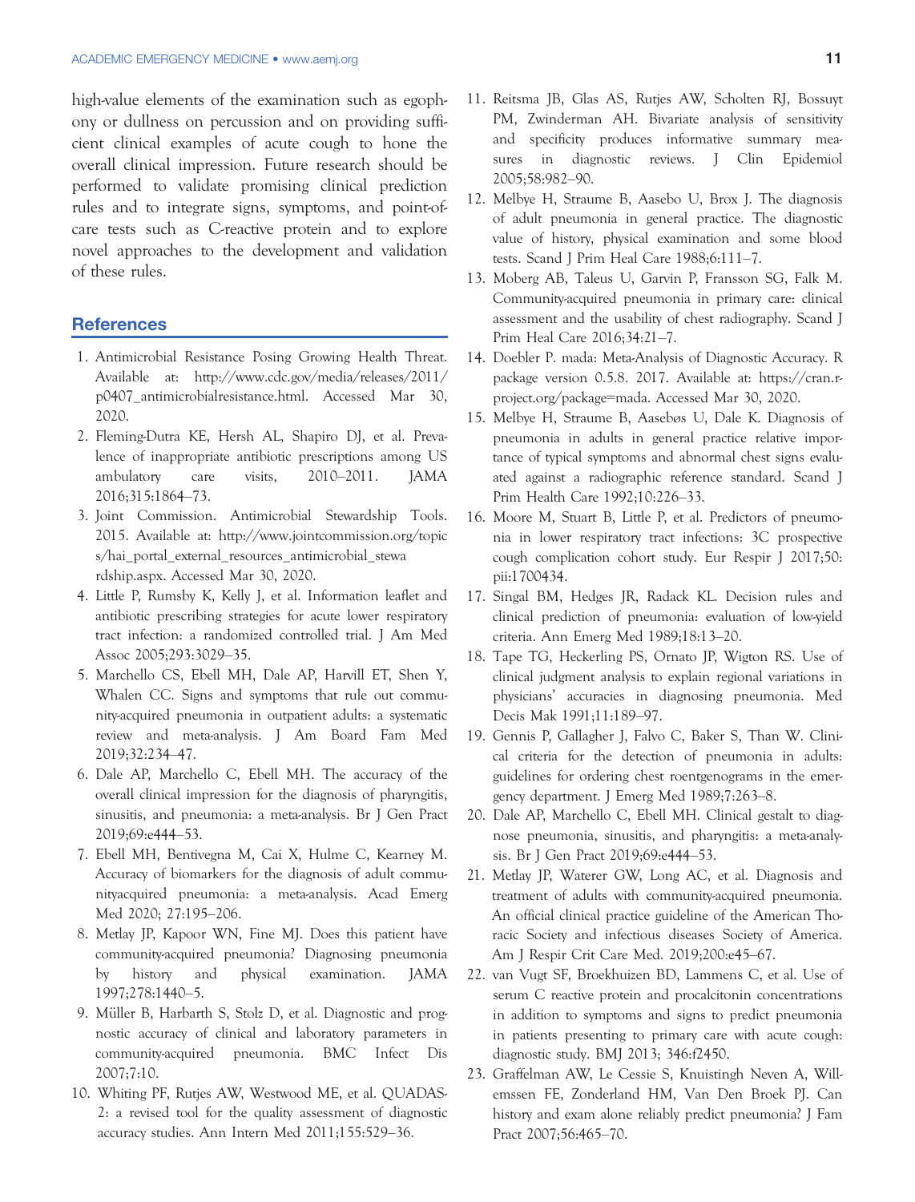high-value elements of the examination such as egophony or dullness on percussion and on providing sufficient clinical examples of acute cough to hone the overall clinical impression. Future research should be performed to validate promising clinical prediction rules and to integrate signs, symptoms, and point-of-care tests such as C-reactive protein and to explore novel approaches to the development and validation of these rules.

## References

1. Antimicrobial Resistance Posing Growing Health Threat. Available at: http://www.cdc.gov/media/releases/2011/p0407_antimicrobialresistance.html. Accessed Mar 30, 2020.
2. Fleming-Dutra KE, Hersh AL, Shapiro DJ, et al. Prevalence of inappropriate antibiotic prescriptions among US ambulatory care visits, 2010–2011. JAMA 2016;315:1864–73.
3. Joint Commission. Antimicrobial Stewardship Tools. 2015. Available at: http://www.jointcommission.org/topics/hai_portal_external_resources_antimicrobial_stewardship.aspx. Accessed Mar 30, 2020.
4. Little P, Rumsby K, Kelly J, et al. Information leaflet and antibiotic prescribing strategies for acute lower respiratory tract infection: a randomized controlled trial. J Am Med Assoc 2005;293:3029–35.
5. Marchello CS, Ebell MH, Dale AP, Harvill ET, Shen Y, Whalen CC. Signs and symptoms that rule out community-acquired pneumonia in outpatient adults: a systematic review and meta-analysis. J Am Board Fam Med 2019;32:234–47.
6. Dale AP, Marchello C, Ebell MH. The accuracy of the overall clinical impression for the diagnosis of pharyngitis, sinusitis, and pneumonia: a meta-analysis. Br J Gen Pract 2019;69:e444–53.
7. Ebell MH, Bentivegna M, Cai X, Hulme C, Kearney M. Accuracy of biomarkers for the diagnosis of adult communityacquired pneumonia: a meta-analysis. Acad Emerg Med 2020; 27:195–206.
8. Metlay JP, Kapoor WN, Fine MJ. Does this patient have community-acquired pneumonia? Diagnosing pneumonia by history and physical examination. JAMA 1997;278:1440–5.
9. Müller B, Harbarth S, Stolz D, et al. Diagnostic and prognostic accuracy of clinical and laboratory parameters in community-acquired pneumonia. BMC Infect Dis 2007;7:10.
10. Whiting PF, Rutjes AW, Westwood ME, et al. QUADAS-2: a revised tool for the quality assessment of diagnostic accuracy studies. Ann Intern Med 2011;155:529–36.
11. Reitsma JB, Glas AS, Rutjes AW, Scholten RJ, Bossuyt PM, Zwinderman AH. Bivariate analysis of sensitivity and specificity produces informative summary measures in diagnostic reviews. J Clin Epidemiol 2005;58:982–90.
12. Melbye H, Straume B, Aasebo U, Brox J. The diagnosis of adult pneumonia in general practice. The diagnostic value of history, physical examination and some blood tests. Scand J Prim Heal Care 1988;6:111–7.
13. Moberg AB, Taleus U, Garvin P, Fransson SG, Falk M. Community-acquired pneumonia in primary care: clinical assessment and the usability of chest radiography. Scand J Prim Heal Care 2016;34:21–7.
14. Doebler P. mada: Meta-Analysis of Diagnostic Accuracy. R package version 0.5.8. 2017. Available at: https://cran.r-project.org/package=mada. Accessed Mar 30, 2020.
15. Melbye H, Straume B, Aasebøs U, Dale K. Diagnosis of pneumonia in adults in general practice relative importance of typical symptoms and abnormal chest signs evaluated against a radiographic reference standard. Scand J Prim Health Care 1992;10:226–33.
16. Moore M, Stuart B, Little P, et al. Predictors of pneumonia in lower respiratory tract infections: 3C prospective cough complication cohort study. Eur Respir J 2017;50: pii:1700434.
17. Singal BM, Hedges JR, Radack KL. Decision rules and clinical prediction of pneumonia: evaluation of low-yield criteria. Ann Emerg Med 1989;18:13–20.
18. Tape TG, Heckerling PS, Ornato JP, Wigton RS. Use of clinical judgment analysis to explain regional variations in physicians' accuracies in diagnosing pneumonia. Med Decis Mak 1991;11:189–97.
19. Gennis P, Gallagher J, Falvo C, Baker S, Than W. Clinical criteria for the detection of pneumonia in adults: guidelines for ordering chest roentgenograms in the emergency department. J Emerg Med 1989;7:263–8.
20. Dale AP, Marchello C, Ebell MH. Clinical gestalt to diagnose pneumonia, sinusitis, and pharyngitis: a meta-analysis. Br J Gen Pract 2019;69:e444–53.
21. Metlay JP, Waterer GW, Long AC, et al. Diagnosis and treatment of adults with community-acquired pneumonia. An official clinical practice guideline of the American Thoracic Society and infectious diseases Society of America. Am J Respir Crit Care Med. 2019;200:e45–67.
22. van Vugt SF, Broekhuizen BD, Lammens C, et al. Use of serum C reactive protein and procalcitonin concentrations in addition to symptoms and signs to predict pneumonia in patients presenting to primary care with acute cough: diagnostic study. BMJ 2013; 346:f2450.
23. Graffelman AW, Le Cessie S, Knuistingh Neven A, Willemssen FE, Zonderland HM, Van Den Broek PJ. Can history and exam alone reliably predict pneumonia? J Fam Pract 2007;56:465–70.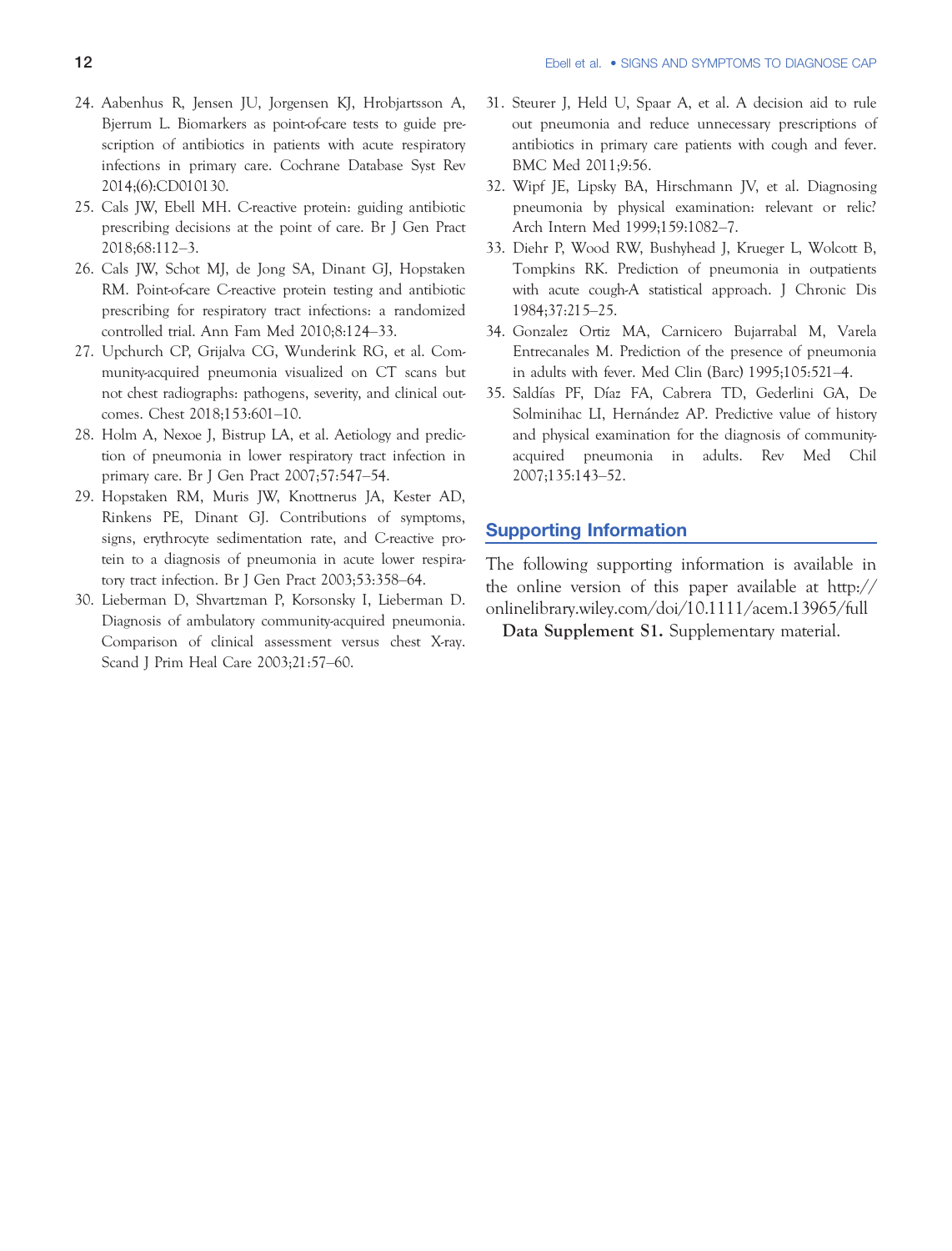24. Aabenhus R, Jensen JU, Jorgensen KJ, Hrobjartsson A, Bjerrum L. Biomarkers as point-of-care tests to guide prescription of antibiotics in patients with acute respiratory infections in primary care. Cochrane Database Syst Rev 2014;(6):CD010130.
25. Cals JW, Ebell MH. C-reactive protein: guiding antibiotic prescribing decisions at the point of care. Br J Gen Pract 2018;68:112–3.
26. Cals JW, Schot MJ, de Jong SA, Dinant GJ, Hopstaken RM. Point-of-care C-reactive protein testing and antibiotic prescribing for respiratory tract infections: a randomized controlled trial. Ann Fam Med 2010;8:124–33.
27. Upchurch CP, Grijalva CG, Wunderink RG, et al. Community-acquired pneumonia visualized on CT scans but not chest radiographs: pathogens, severity, and clinical outcomes. Chest 2018;153:601–10.
28. Holm A, Nexoe J, Bistrup LA, et al. Aetiology and prediction of pneumonia in lower respiratory tract infection in primary care. Br J Gen Pract 2007;57:547–54.
29. Hopstaken RM, Muris JW, Knottnerus JA, Kester AD, Rinkens PE, Dinant GJ. Contributions of symptoms, signs, erythrocyte sedimentation rate, and C-reactive protein to a diagnosis of pneumonia in acute lower respiratory tract infection. Br J Gen Pract 2003;53:358–64.
30. Lieberman D, Shvartzman P, Korsonsky I, Lieberman D. Diagnosis of ambulatory community-acquired pneumonia. Comparison of clinical assessment versus chest X-ray. Scand J Prim Heal Care 2003;21:57–60.
31. Steurer J, Held U, Spaar A, et al. A decision aid to rule out pneumonia and reduce unnecessary prescriptions of antibiotics in primary care patients with cough and fever. BMC Med 2011;9:56.
32. Wipf JE, Lipsky BA, Hirschmann JV, et al. Diagnosing pneumonia by physical examination: relevant or relic? Arch Intern Med 1999;159:1082–7.
33. Diehr P, Wood RW, Bushyhead J, Krueger L, Wolcott B, Tompkins RK. Prediction of pneumonia in outpatients with acute cough-A statistical approach. J Chronic Dis 1984;37:215–25.
34. Gonzalez Ortiz MA, Carnicero Bujarrabal M, Varela Entrecanales M. Prediction of the presence of pneumonia in adults with fever. Med Clin (Barc) 1995;105:521–4.
35. Saldías PF, Díaz FA, Cabrera TD, Gederlini GA, De Solminihac LI, Hernández AP. Predictive value of history and physical examination for the diagnosis of community-acquired pneumonia in adults. Rev Med Chil 2007;135:143–52.

## Supporting Information

The following supporting information is available in the online version of this paper available at http://onlinelibrary.wiley.com/doi/10.1111/acem.13965/full

**Data Supplement S1.** Supplementary material.